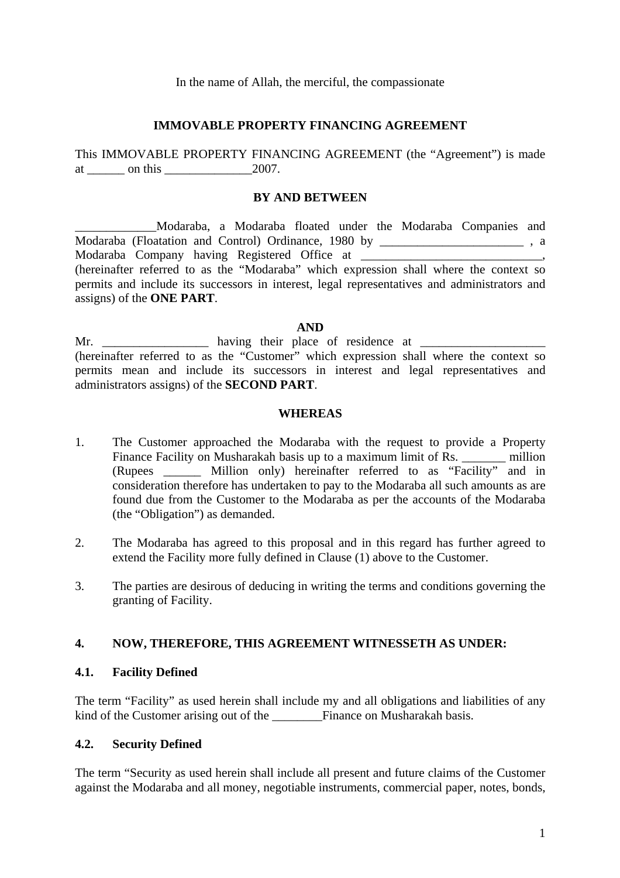In the name of Allah, the merciful, the compassionate

## IMMOVABLE PROPERTY FINANCING AGREEMENT

This IMMOVABLE PROPERTY FINANCING AGREEMENT (the "Agreement") is made at ______ on this ______________2007.

**BY AND BETWEEN**

_____________Modaraba, a Modaraba floated under the Modaraba Companies and Modaraba (Floatation and Control) Ordinance, 1980 by ________________________ , a Modaraba Company having Registered Office at ______________________________, (hereinafter referred to as the "Modaraba" which expression shall where the context so permits and include its successors in interest, legal representatives and administrators and assigns) of the **ONE PART**.

**AND**

Mr. _________________ having their place of residence at ____________________ (hereinafter referred to as the "Customer" which expression shall where the context so permits mean and include its successors in interest and legal representatives and administrators assigns) of the **SECOND PART**.

**WHEREAS**

1. The Customer approached the Modaraba with the request to provide a Property Finance Facility on Musharakah basis up to a maximum limit of Rs. _______ million (Rupees ______ Million only) hereinafter referred to as "Facility" and in consideration therefore has undertaken to pay to the Modaraba all such amounts as are found due from the Customer to the Modaraba as per the accounts of the Modaraba (the "Obligation") as demanded.

2. The Modaraba has agreed to this proposal and in this regard has further agreed to extend the Facility more fully defined in Clause (1) above to the Customer.

3. The parties are desirous of deducing in writing the terms and conditions governing the granting of Facility.

**4. NOW, THEREFORE, THIS AGREEMENT WITNESSETH AS UNDER:**

**4.1. Facility Defined**

The term "Facility" as used herein shall include my and all obligations and liabilities of any kind of the Customer arising out of the ________Finance on Musharakah basis.

**4.2. Security Defined**

The term "Security as used herein shall include all present and future claims of the Customer against the Modaraba and all money, negotiable instruments, commercial paper, notes, bonds,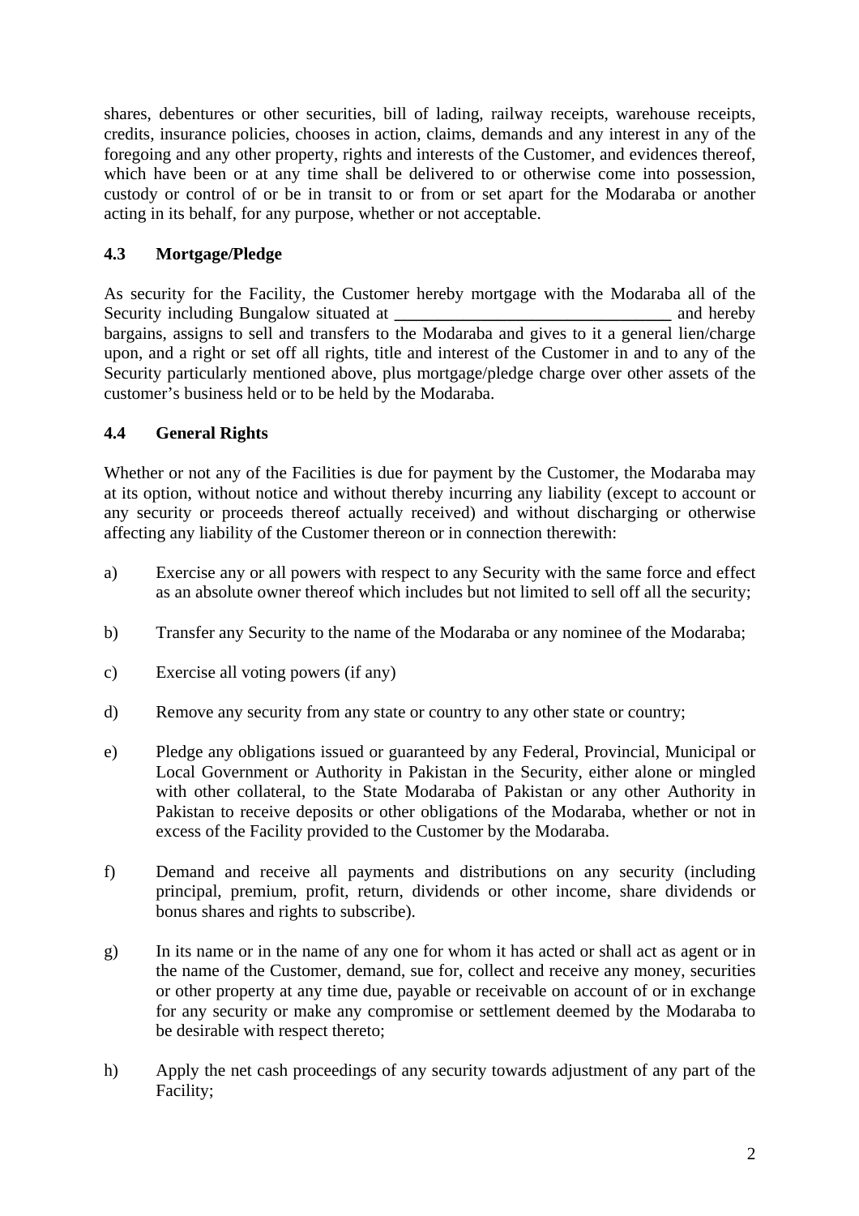shares, debentures or other securities, bill of lading, railway receipts, warehouse receipts, credits, insurance policies, chooses in action, claims, demands and any interest in any of the foregoing and any other property, rights and interests of the Customer, and evidences thereof, which have been or at any time shall be delivered to or otherwise come into possession, custody or control of or be in transit to or from or set apart for the Modaraba or another acting in its behalf, for any purpose, whether or not acceptable.

### 4.3 Mortgage/Pledge

As security for the Facility, the Customer hereby mortgage with the Modaraba all of the Security including Bungalow situated at ________________________________ and hereby bargains, assigns to sell and transfers to the Modaraba and gives to it a general lien/charge upon, and a right or set off all rights, title and interest of the Customer in and to any of the Security particularly mentioned above, plus mortgage/pledge charge over other assets of the customer's business held or to be held by the Modaraba.

### 4.4 General Rights

Whether or not any of the Facilities is due for payment by the Customer, the Modaraba may at its option, without notice and without thereby incurring any liability (except to account or any security or proceeds thereof actually received) and without discharging or otherwise affecting any liability of the Customer thereon or in connection therewith:

a) Exercise any or all powers with respect to any Security with the same force and effect as an absolute owner thereof which includes but not limited to sell off all the security;

b) Transfer any Security to the name of the Modaraba or any nominee of the Modaraba;

c) Exercise all voting powers (if any)

d) Remove any security from any state or country to any other state or country;

e) Pledge any obligations issued or guaranteed by any Federal, Provincial, Municipal or Local Government or Authority in Pakistan in the Security, either alone or mingled with other collateral, to the State Modaraba of Pakistan or any other Authority in Pakistan to receive deposits or other obligations of the Modaraba, whether or not in excess of the Facility provided to the Customer by the Modaraba.

f) Demand and receive all payments and distributions on any security (including principal, premium, profit, return, dividends or other income, share dividends or bonus shares and rights to subscribe).

g) In its name or in the name of any one for whom it has acted or shall act as agent or in the name of the Customer, demand, sue for, collect and receive any money, securities or other property at any time due, payable or receivable on account of or in exchange for any security or make any compromise or settlement deemed by the Modaraba to be desirable with respect thereto;

h) Apply the net cash proceedings of any security towards adjustment of any part of the Facility;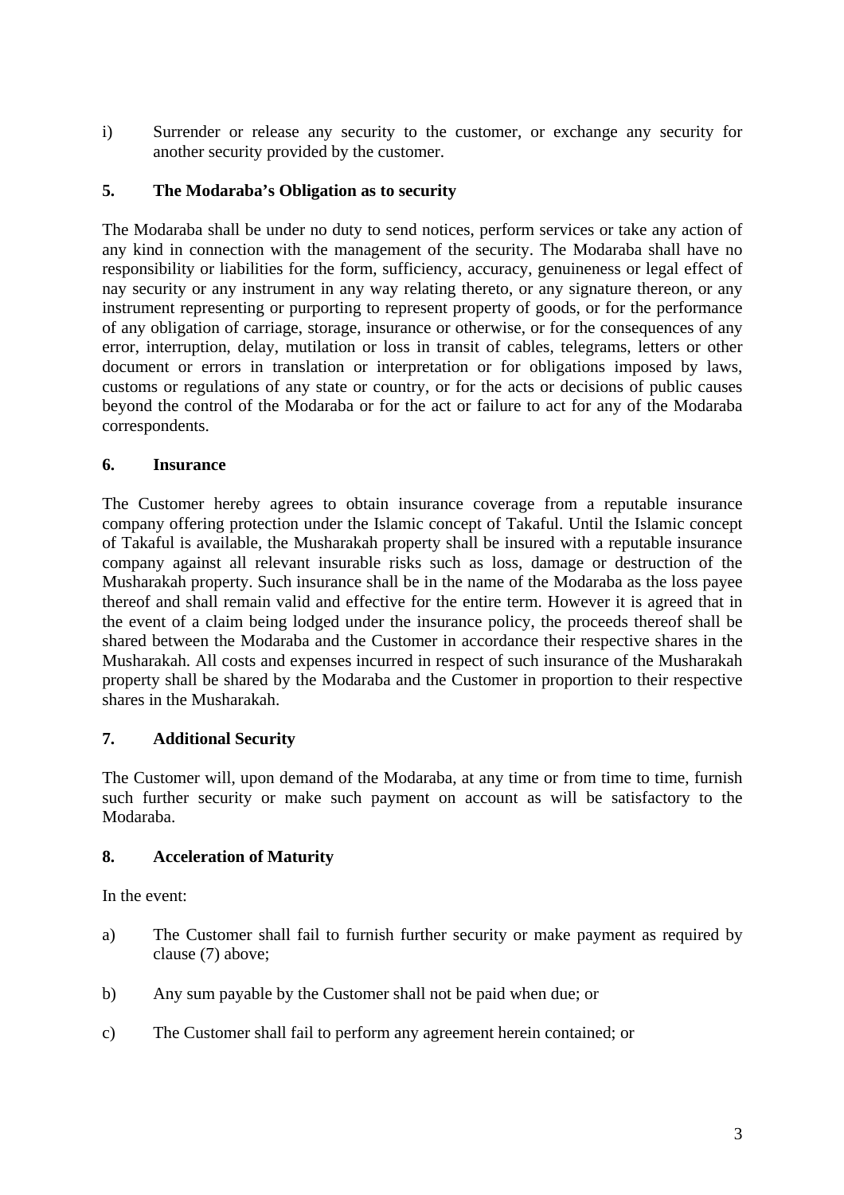i) Surrender or release any security to the customer, or exchange any security for another security provided by the customer.

**5. The Modaraba's Obligation as to security**

The Modaraba shall be under no duty to send notices, perform services or take any action of any kind in connection with the management of the security. The Modaraba shall have no responsibility or liabilities for the form, sufficiency, accuracy, genuineness or legal effect of nay security or any instrument in any way relating thereto, or any signature thereon, or any instrument representing or purporting to represent property of goods, or for the performance of any obligation of carriage, storage, insurance or otherwise, or for the consequences of any error, interruption, delay, mutilation or loss in transit of cables, telegrams, letters or other document or errors in translation or interpretation or for obligations imposed by laws, customs or regulations of any state or country, or for the acts or decisions of public causes beyond the control of the Modaraba or for the act or failure to act for any of the Modaraba correspondents.

**6. Insurance**

The Customer hereby agrees to obtain insurance coverage from a reputable insurance company offering protection under the Islamic concept of Takaful. Until the Islamic concept of Takaful is available, the Musharakah property shall be insured with a reputable insurance company against all relevant insurable risks such as loss, damage or destruction of the Musharakah property. Such insurance shall be in the name of the Modaraba as the loss payee thereof and shall remain valid and effective for the entire term. However it is agreed that in the event of a claim being lodged under the insurance policy, the proceeds thereof shall be shared between the Modaraba and the Customer in accordance their respective shares in the Musharakah. All costs and expenses incurred in respect of such insurance of the Musharakah property shall be shared by the Modaraba and the Customer in proportion to their respective shares in the Musharakah.

**7. Additional Security**

The Customer will, upon demand of the Modaraba, at any time or from time to time, furnish such further security or make such payment on account as will be satisfactory to the Modaraba.

**8. Acceleration of Maturity**

In the event:

a) The Customer shall fail to furnish further security or make payment as required by clause (7) above;

b) Any sum payable by the Customer shall not be paid when due; or

c) The Customer shall fail to perform any agreement herein contained; or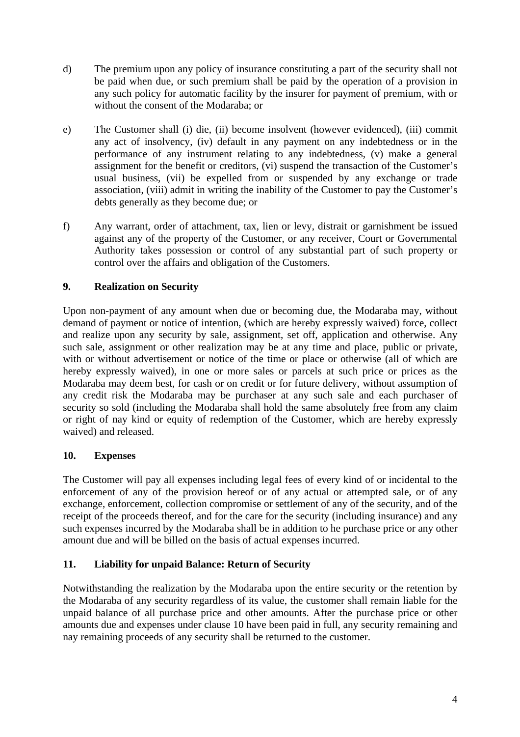d) The premium upon any policy of insurance constituting a part of the security shall not be paid when due, or such premium shall be paid by the operation of a provision in any such policy for automatic facility by the insurer for payment of premium, with or without the consent of the Modaraba; or

e) The Customer shall (i) die, (ii) become insolvent (however evidenced), (iii) commit any act of insolvency, (iv) default in any payment on any indebtedness or in the performance of any instrument relating to any indebtedness, (v) make a general assignment for the benefit or creditors, (vi) suspend the transaction of the Customer's usual business, (vii) be expelled from or suspended by any exchange or trade association, (viii) admit in writing the inability of the Customer to pay the Customer's debts generally as they become due; or

f) Any warrant, order of attachment, tax, lien or levy, distrait or garnishment be issued against any of the property of the Customer, or any receiver, Court or Governmental Authority takes possession or control of any substantial part of such property or control over the affairs and obligation of the Customers.

**9. Realization on Security**

Upon non-payment of any amount when due or becoming due, the Modaraba may, without demand of payment or notice of intention, (which are hereby expressly waived) force, collect and realize upon any security by sale, assignment, set off, application and otherwise. Any such sale, assignment or other realization may be at any time and place, public or private, with or without advertisement or notice of the time or place or otherwise (all of which are hereby expressly waived), in one or more sales or parcels at such price or prices as the Modaraba may deem best, for cash or on credit or for future delivery, without assumption of any credit risk the Modaraba may be purchaser at any such sale and each purchaser of security so sold (including the Modaraba shall hold the same absolutely free from any claim or right of nay kind or equity of redemption of the Customer, which are hereby expressly waived) and released.

**10. Expenses**

The Customer will pay all expenses including legal fees of every kind of or incidental to the enforcement of any of the provision hereof or of any actual or attempted sale, or of any exchange, enforcement, collection compromise or settlement of any of the security, and of the receipt of the proceeds thereof, and for the care for the security (including insurance) and any such expenses incurred by the Modaraba shall be in addition to he purchase price or any other amount due and will be billed on the basis of actual expenses incurred.

**11. Liability for unpaid Balance: Return of Security**

Notwithstanding the realization by the Modaraba upon the entire security or the retention by the Modaraba of any security regardless of its value, the customer shall remain liable for the unpaid balance of all purchase price and other amounts. After the purchase price or other amounts due and expenses under clause 10 have been paid in full, any security remaining and nay remaining proceeds of any security shall be returned to the customer.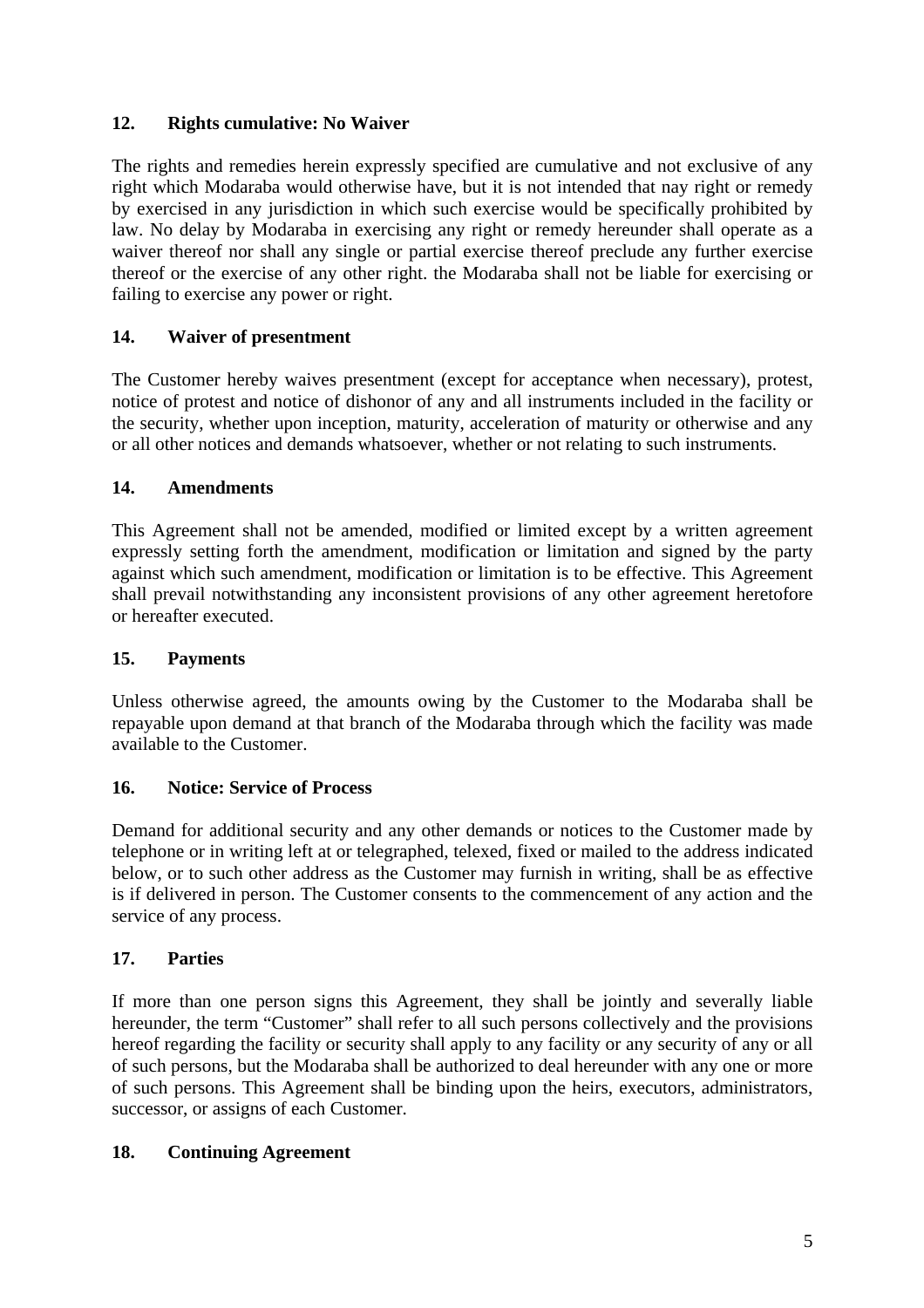### 12. Rights cumulative: No Waiver

The rights and remedies herein expressly specified are cumulative and not exclusive of any right which Modaraba would otherwise have, but it is not intended that nay right or remedy by exercised in any jurisdiction in which such exercise would be specifically prohibited by law. No delay by Modaraba in exercising any right or remedy hereunder shall operate as a waiver thereof nor shall any single or partial exercise thereof preclude any further exercise thereof or the exercise of any other right. the Modaraba shall not be liable for exercising or failing to exercise any power or right.

### 14. Waiver of presentment

The Customer hereby waives presentment (except for acceptance when necessary), protest, notice of protest and notice of dishonor of any and all instruments included in the facility or the security, whether upon inception, maturity, acceleration of maturity or otherwise and any or all other notices and demands whatsoever, whether or not relating to such instruments.

### 14. Amendments

This Agreement shall not be amended, modified or limited except by a written agreement expressly setting forth the amendment, modification or limitation and signed by the party against which such amendment, modification or limitation is to be effective. This Agreement shall prevail notwithstanding any inconsistent provisions of any other agreement heretofore or hereafter executed.

### 15. Payments

Unless otherwise agreed, the amounts owing by the Customer to the Modaraba shall be repayable upon demand at that branch of the Modaraba through which the facility was made available to the Customer.

### 16. Notice: Service of Process

Demand for additional security and any other demands or notices to the Customer made by telephone or in writing left at or telegraphed, telexed, fixed or mailed to the address indicated below, or to such other address as the Customer may furnish in writing, shall be as effective is if delivered in person. The Customer consents to the commencement of any action and the service of any process.

### 17. Parties

If more than one person signs this Agreement, they shall be jointly and severally liable hereunder, the term "Customer" shall refer to all such persons collectively and the provisions hereof regarding the facility or security shall apply to any facility or any security of any or all of such persons, but the Modaraba shall be authorized to deal hereunder with any one or more of such persons. This Agreement shall be binding upon the heirs, executors, administrators, successor, or assigns of each Customer.

### 18. Continuing Agreement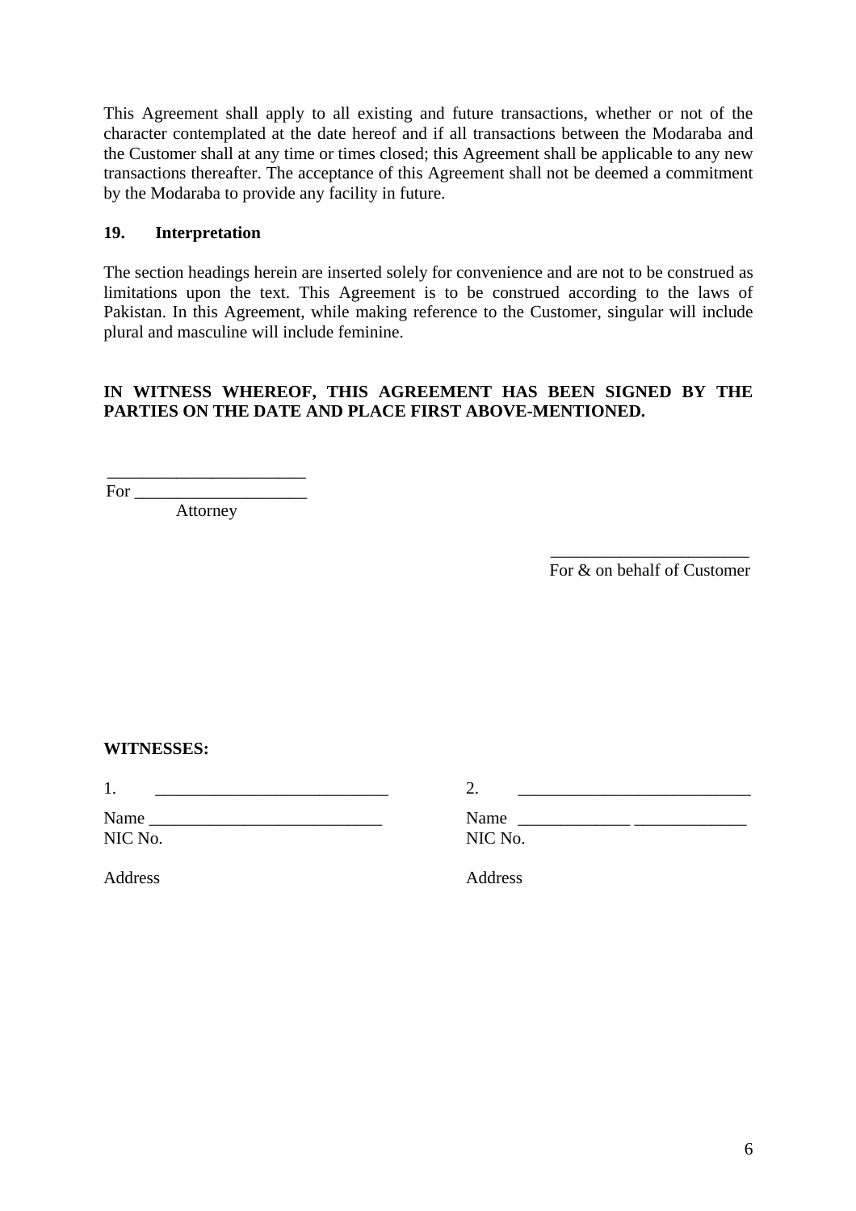This Agreement shall apply to all existing and future transactions, whether or not of the character contemplated at the date hereof and if all transactions between the Modaraba and the Customer shall at any time or times closed; this Agreement shall be applicable to any new transactions thereafter. The acceptance of this Agreement shall not be deemed a commitment by the Modaraba to provide any facility in future.

**19. Interpretation**

The section headings herein are inserted solely for convenience and are not to be construed as limitations upon the text. This Agreement is to be construed according to the laws of Pakistan. In this Agreement, while making reference to the Customer, singular will include plural and masculine will include feminine.

**IN WITNESS WHEREOF, THIS AGREEMENT HAS BEEN SIGNED BY THE PARTIES ON THE DATE AND PLACE FIRST ABOVE-MENTIONED.**

_______________________
For ___________________
Attorney

_______________________
For & on behalf of Customer

**WITNESSES:**

1. ___________________________

Name ___________________________
NIC No.

Address

2. ___________________________

Name _____________ _____________
NIC No.

Address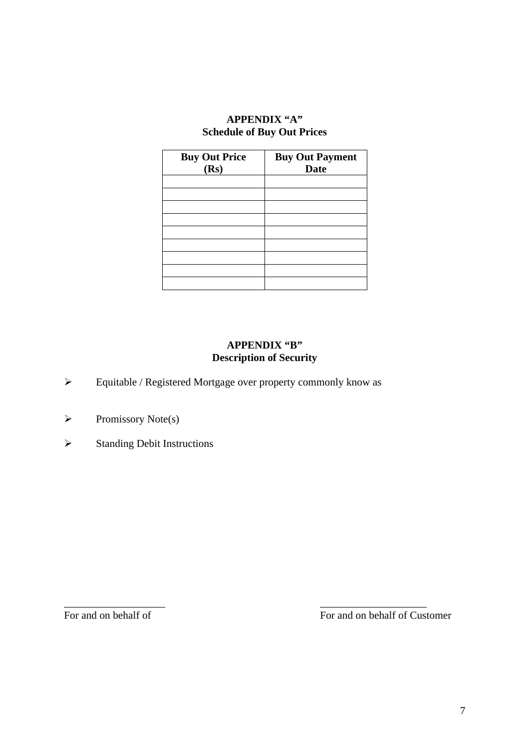**APPENDIX "A"**
**Schedule of Buy Out Prices**

| Buy Out Price (Rs) | Buy Out Payment Date |
|---|---|
| | |
| | |
| | |
| | |
| | |
| | |
| | |
| | |
| | |

**APPENDIX "B"**
**Description of Security**

- Equitable / Registered Mortgage over property commonly know as

- Promissory Note(s)
- Standing Debit Instructions

\_\_\_\_\_\_\_\_\_\_\_\_\_\_\_\_\_\_\_ 
For and on behalf of

\_\_\_\_\_\_\_\_\_\_\_\_\_\_\_\_\_\_\_ 
For and on behalf of Customer